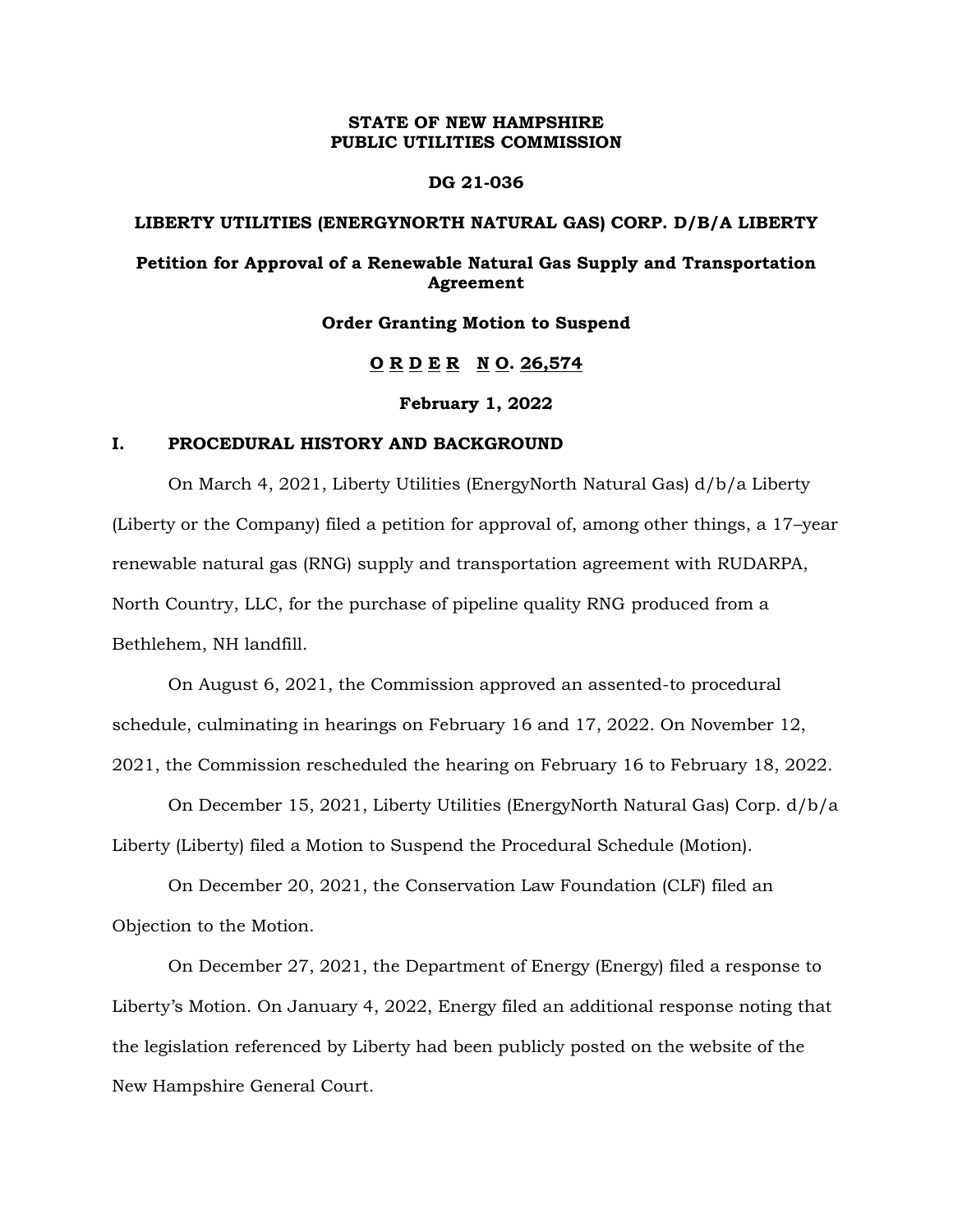**STATE OF NEW HAMPSHIRE**
**PUBLIC UTILITIES COMMISSION**

**DG 21-036**

**LIBERTY UTILITIES (ENERGYNORTH NATURAL GAS) CORP. D/B/A LIBERTY**

**Petition for Approval of a Renewable Natural Gas Supply and Transportation Agreement**

**Order Granting Motion to Suspend**

**O R D E R N O. 26,574**

**February 1, 2022**

## I. PROCEDURAL HISTORY AND BACKGROUND

On March 4, 2021, Liberty Utilities (EnergyNorth Natural Gas) d/b/a Liberty (Liberty or the Company) filed a petition for approval of, among other things, a 17–year renewable natural gas (RNG) supply and transportation agreement with RUDARPA, North Country, LLC, for the purchase of pipeline quality RNG produced from a Bethlehem, NH landfill.

On August 6, 2021, the Commission approved an assented-to procedural schedule, culminating in hearings on February 16 and 17, 2022. On November 12, 2021, the Commission rescheduled the hearing on February 16 to February 18, 2022.

On December 15, 2021, Liberty Utilities (EnergyNorth Natural Gas) Corp. d/b/a Liberty (Liberty) filed a Motion to Suspend the Procedural Schedule (Motion).

On December 20, 2021, the Conservation Law Foundation (CLF) filed an Objection to the Motion.

On December 27, 2021, the Department of Energy (Energy) filed a response to Liberty's Motion. On January 4, 2022, Energy filed an additional response noting that the legislation referenced by Liberty had been publicly posted on the website of the New Hampshire General Court.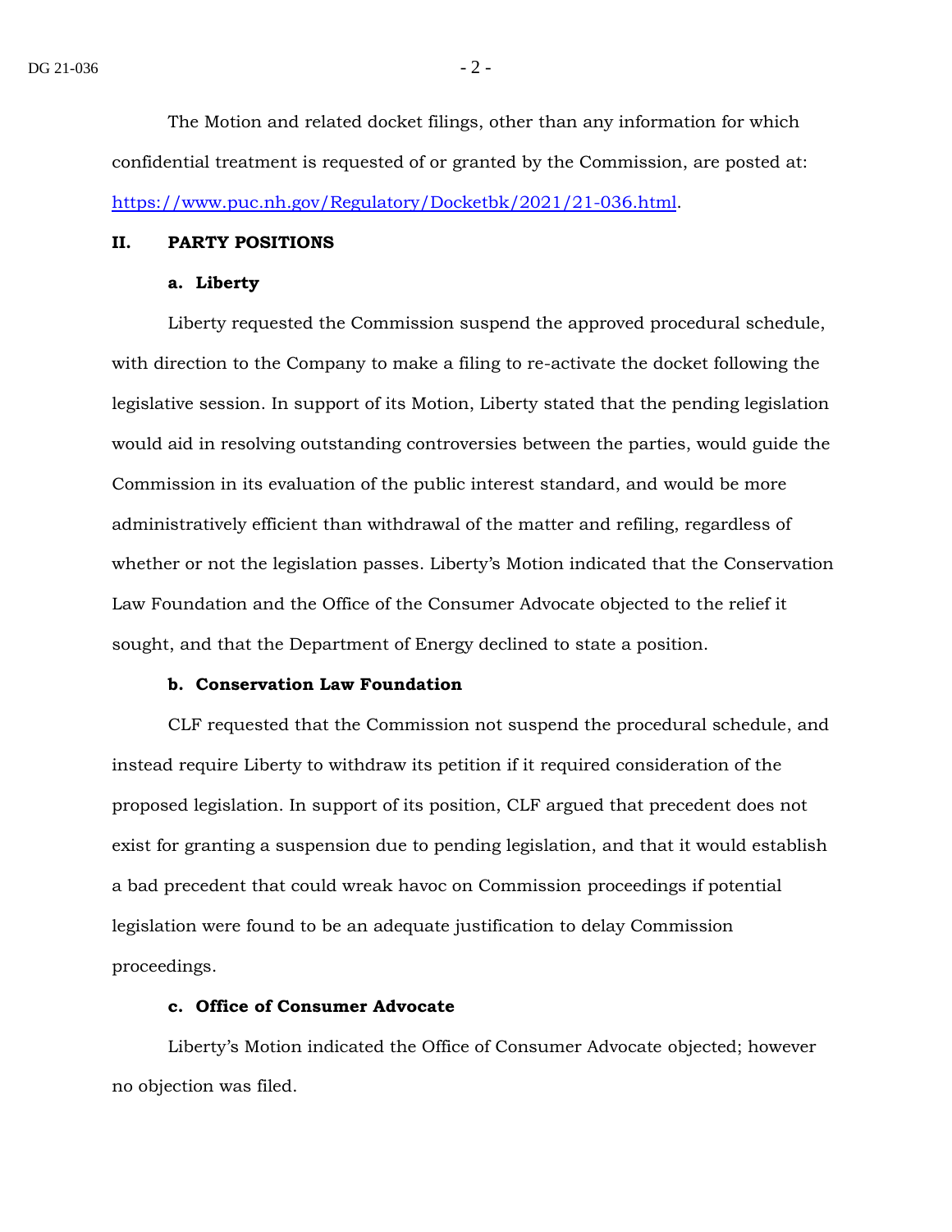The Motion and related docket filings, other than any information for which confidential treatment is requested of or granted by the Commission, are posted at: [https://www.puc.nh.gov/Regulatory/Docketbk/2021/21-036.html](https://www.puc.nh.gov/Regulatory/Docketbk/2021/21-036.html).

## II. PARTY POSITIONS

### a. Liberty

Liberty requested the Commission suspend the approved procedural schedule, with direction to the Company to make a filing to re-activate the docket following the legislative session. In support of its Motion, Liberty stated that the pending legislation would aid in resolving outstanding controversies between the parties, would guide the Commission in its evaluation of the public interest standard, and would be more administratively efficient than withdrawal of the matter and refiling, regardless of whether or not the legislation passes. Liberty's Motion indicated that the Conservation Law Foundation and the Office of the Consumer Advocate objected to the relief it sought, and that the Department of Energy declined to state a position.

### b. Conservation Law Foundation

CLF requested that the Commission not suspend the procedural schedule, and instead require Liberty to withdraw its petition if it required consideration of the proposed legislation. In support of its position, CLF argued that precedent does not exist for granting a suspension due to pending legislation, and that it would establish a bad precedent that could wreak havoc on Commission proceedings if potential legislation were found to be an adequate justification to delay Commission proceedings.

### c. Office of Consumer Advocate

Liberty's Motion indicated the Office of Consumer Advocate objected; however no objection was filed.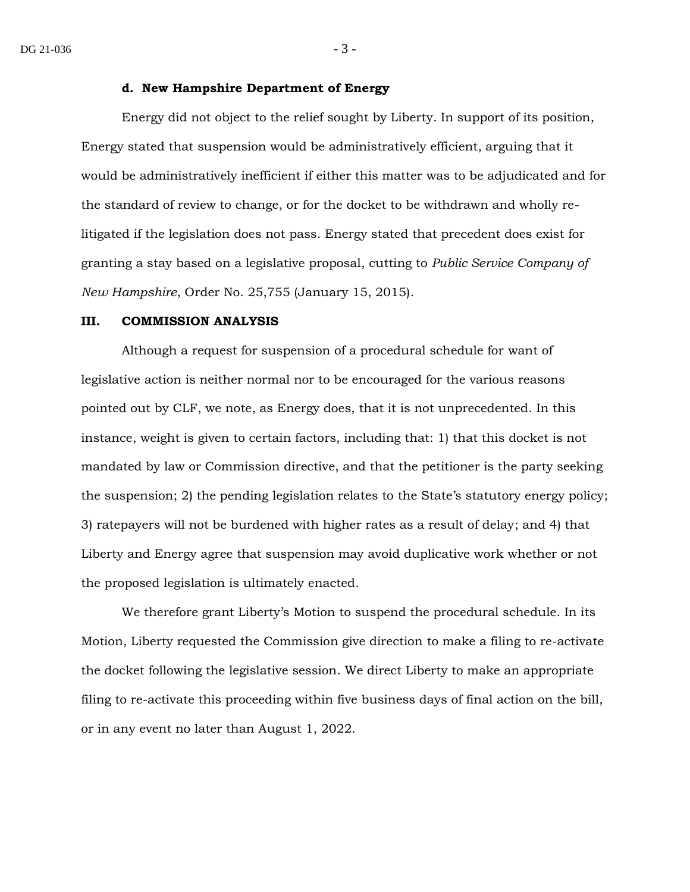#### d. New Hampshire Department of Energy

Energy did not object to the relief sought by Liberty. In support of its position, Energy stated that suspension would be administratively efficient, arguing that it would be administratively inefficient if either this matter was to be adjudicated and for the standard of review to change, or for the docket to be withdrawn and wholly re-litigated if the legislation does not pass. Energy stated that precedent does exist for granting a stay based on a legislative proposal, cutting to *Public Service Company of New Hampshire*, Order No. 25,755 (January 15, 2015).

## III. COMMISSION ANALYSIS

Although a request for suspension of a procedural schedule for want of legislative action is neither normal nor to be encouraged for the various reasons pointed out by CLF, we note, as Energy does, that it is not unprecedented. In this instance, weight is given to certain factors, including that: 1) that this docket is not mandated by law or Commission directive, and that the petitioner is the party seeking the suspension; 2) the pending legislation relates to the State's statutory energy policy; 3) ratepayers will not be burdened with higher rates as a result of delay; and 4) that Liberty and Energy agree that suspension may avoid duplicative work whether or not the proposed legislation is ultimately enacted.

We therefore grant Liberty's Motion to suspend the procedural schedule. In its Motion, Liberty requested the Commission give direction to make a filing to re-activate the docket following the legislative session. We direct Liberty to make an appropriate filing to re-activate this proceeding within five business days of final action on the bill, or in any event no later than August 1, 2022.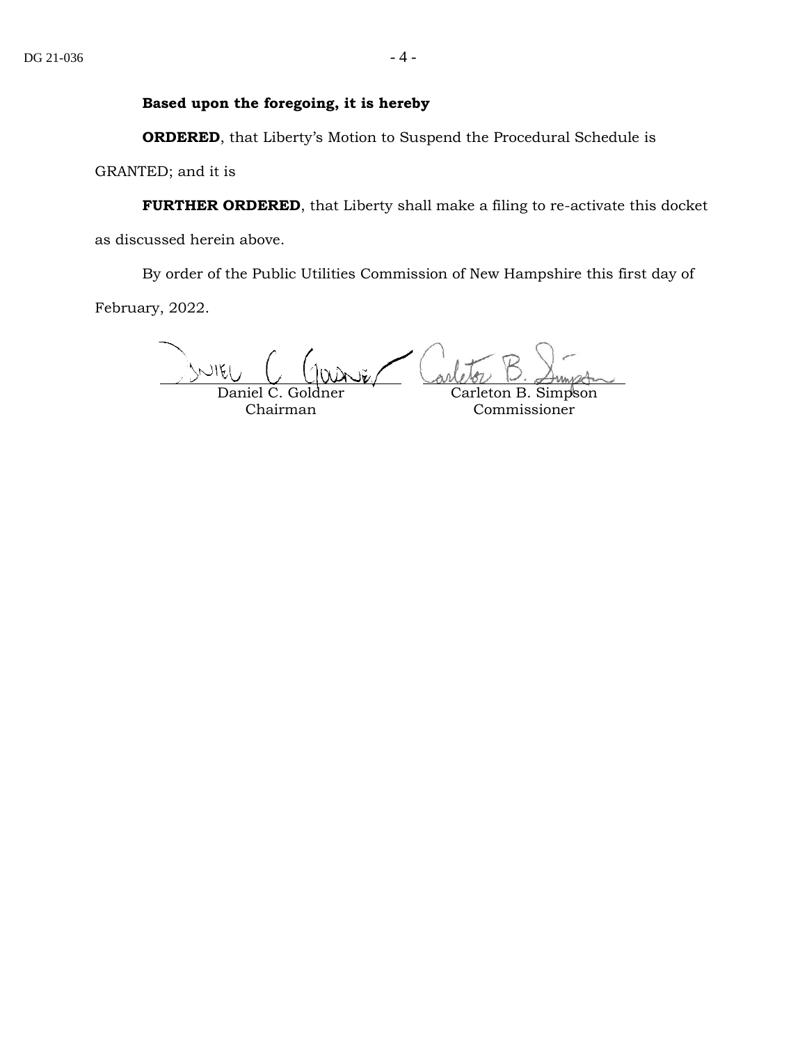**Based upon the foregoing, it is hereby**

**ORDERED**, that Liberty's Motion to Suspend the Procedural Schedule is GRANTED; and it is

**FURTHER ORDERED**, that Liberty shall make a filing to re-activate this docket as discussed herein above.

By order of the Public Utilities Commission of New Hampshire this first day of February, 2022.

| Daniel C. Goldner | Carleton B. Simpson |
| --- | --- |
| Chairman | Commissioner |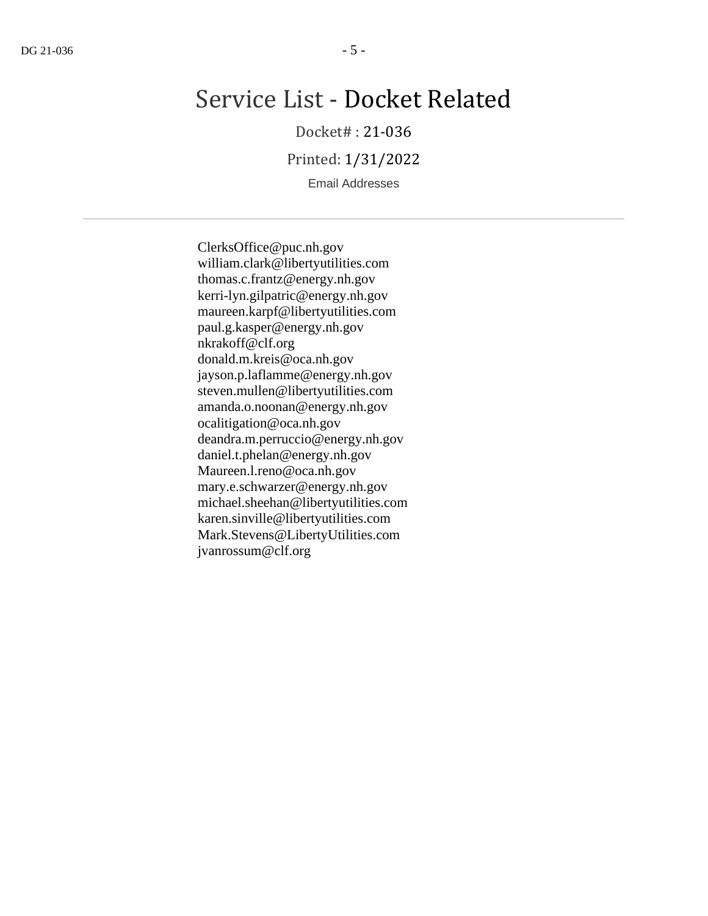# Service List - Docket Related

Docket# : 21-036

Printed: 1/31/2022

Email Addresses

---

ClerksOffice@puc.nh.gov
william.clark@libertyutilities.com
thomas.c.frantz@energy.nh.gov
kerri-lyn.gilpatric@energy.nh.gov
maureen.karpf@libertyutilities.com
paul.g.kasper@energy.nh.gov
nkrakoff@clf.org
donald.m.kreis@oca.nh.gov
jayson.p.laflamme@energy.nh.gov
steven.mullen@libertyutilities.com
amanda.o.noonan@energy.nh.gov
ocalitigation@oca.nh.gov
deandra.m.perruccio@energy.nh.gov
daniel.t.phelan@energy.nh.gov
Maureen.l.reno@oca.nh.gov
mary.e.schwarzer@energy.nh.gov
michael.sheehan@libertyutilities.com
karen.sinville@libertyutilities.com
Mark.Stevens@LibertyUtilities.com
jvanrossum@clf.org